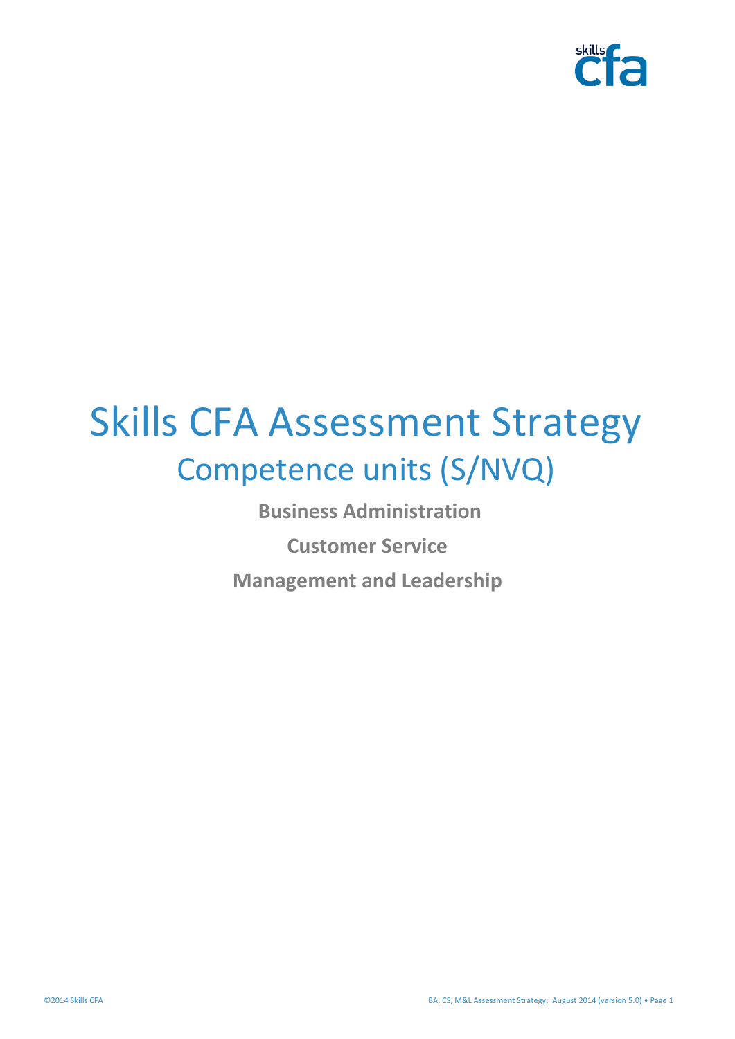# Skills CFA Assessment Strategy

## Competence units (S/NVQ)

**Business Administration**

**Customer Service**

**Management and Leadership**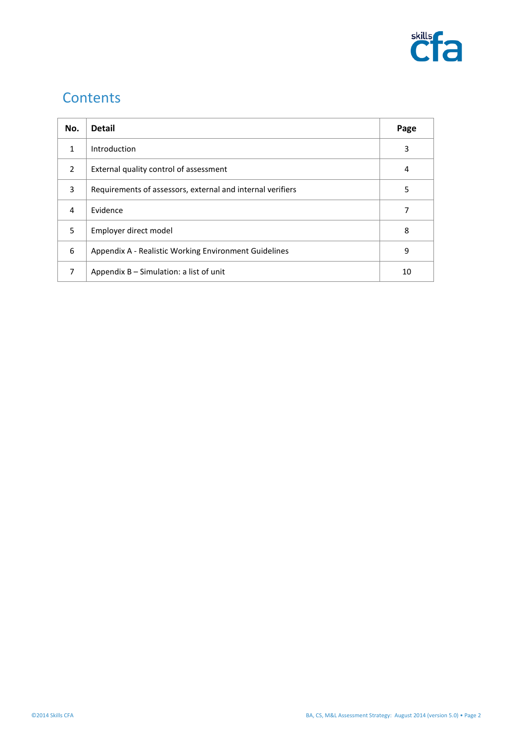## Contents

| No. | Detail | Page |
|---|---|---|
| 1 | Introduction | 3 |
| 2 | External quality control of assessment | 4 |
| 3 | Requirements of assessors, external and internal verifiers | 5 |
| 4 | Evidence | 7 |
| 5 | Employer direct model | 8 |
| 6 | Appendix A - Realistic Working Environment Guidelines | 9 |
| 7 | Appendix B – Simulation: a list of unit | 10 |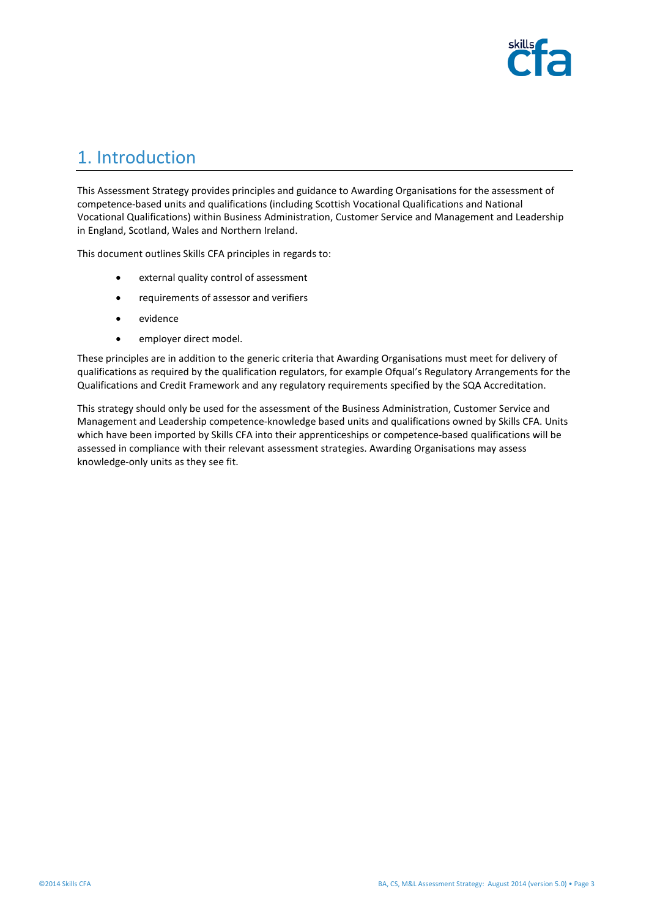# 1. Introduction

This Assessment Strategy provides principles and guidance to Awarding Organisations for the assessment of competence-based units and qualifications (including Scottish Vocational Qualifications and National Vocational Qualifications) within Business Administration, Customer Service and Management and Leadership in England, Scotland, Wales and Northern Ireland.

This document outlines Skills CFA principles in regards to:

- external quality control of assessment
- requirements of assessor and verifiers
- evidence
- employer direct model.

These principles are in addition to the generic criteria that Awarding Organisations must meet for delivery of qualifications as required by the qualification regulators, for example Ofqual's Regulatory Arrangements for the Qualifications and Credit Framework and any regulatory requirements specified by the SQA Accreditation.

This strategy should only be used for the assessment of the Business Administration, Customer Service and Management and Leadership competence-knowledge based units and qualifications owned by Skills CFA. Units which have been imported by Skills CFA into their apprenticeships or competence-based qualifications will be assessed in compliance with their relevant assessment strategies. Awarding Organisations may assess knowledge-only units as they see fit.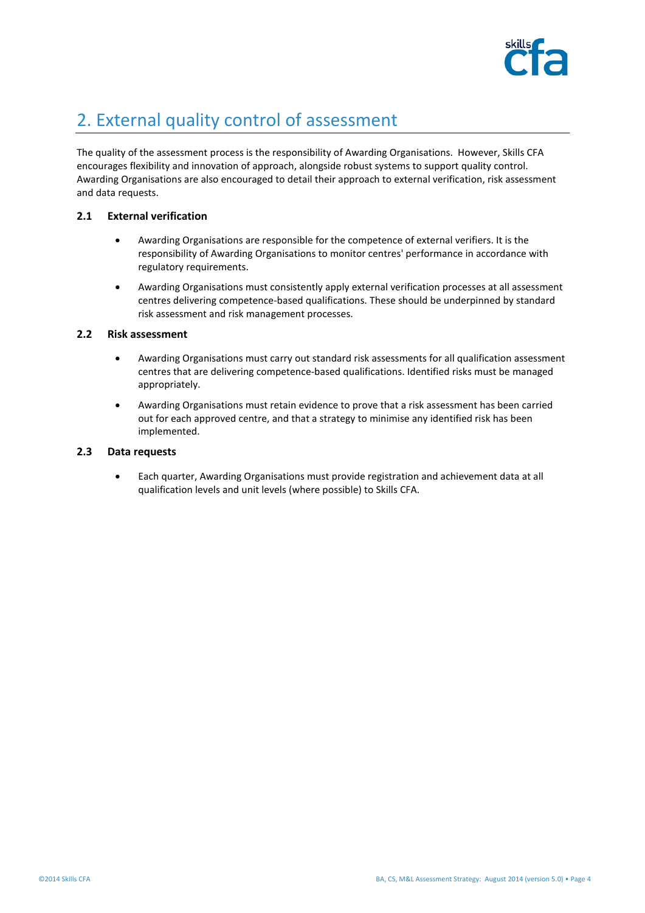# 2. External quality control of assessment

The quality of the assessment process is the responsibility of Awarding Organisations. However, Skills CFA encourages flexibility and innovation of approach, alongside robust systems to support quality control. Awarding Organisations are also encouraged to detail their approach to external verification, risk assessment and data requests.

### 2.1 External verification

- Awarding Organisations are responsible for the competence of external verifiers. It is the responsibility of Awarding Organisations to monitor centres' performance in accordance with regulatory requirements.
- Awarding Organisations must consistently apply external verification processes at all assessment centres delivering competence-based qualifications. These should be underpinned by standard risk assessment and risk management processes.

### 2.2 Risk assessment

- Awarding Organisations must carry out standard risk assessments for all qualification assessment centres that are delivering competence-based qualifications. Identified risks must be managed appropriately.
- Awarding Organisations must retain evidence to prove that a risk assessment has been carried out for each approved centre, and that a strategy to minimise any identified risk has been implemented.

### 2.3 Data requests

- Each quarter, Awarding Organisations must provide registration and achievement data at all qualification levels and unit levels (where possible) to Skills CFA.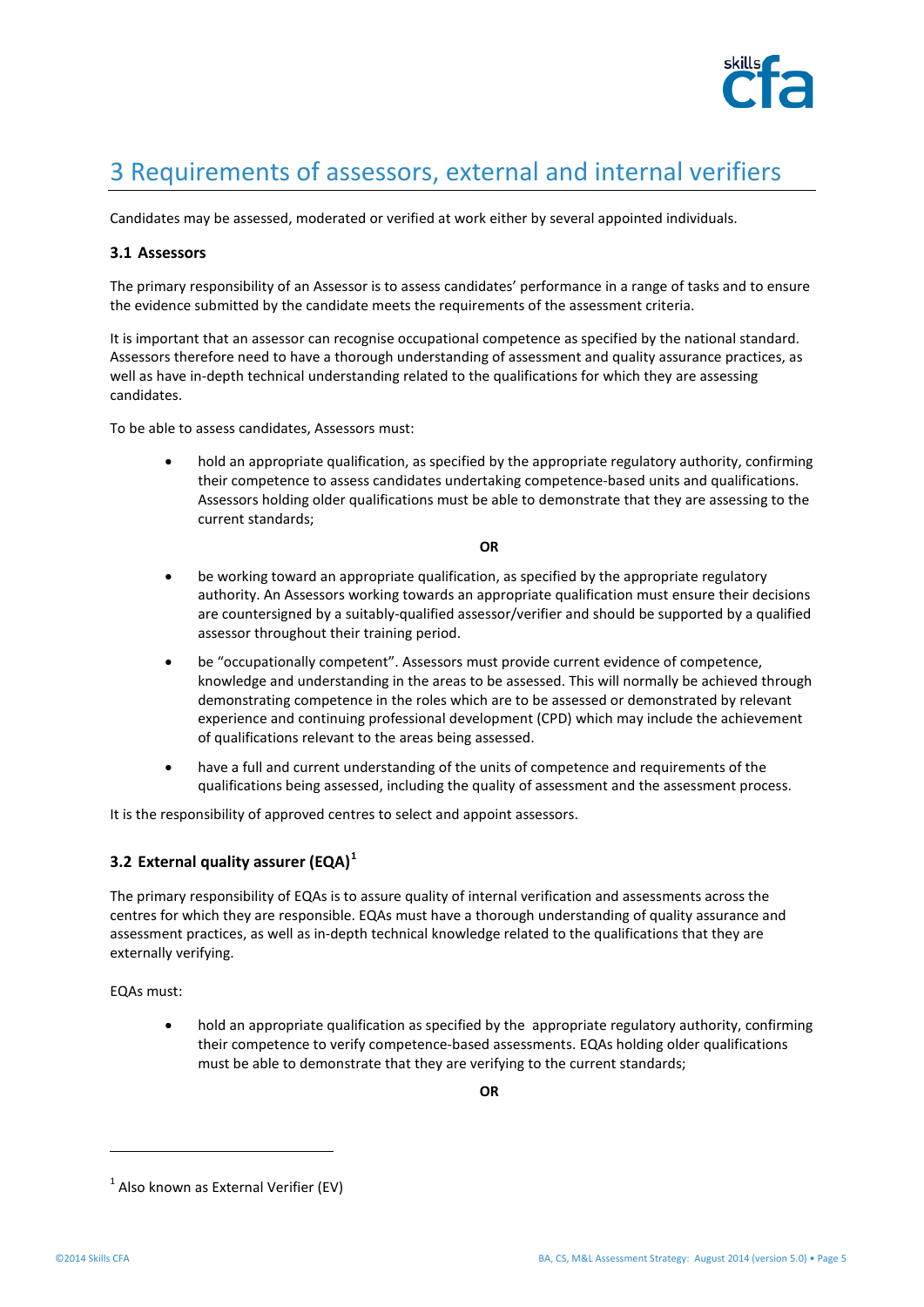# 3 Requirements of assessors, external and internal verifiers

Candidates may be assessed, moderated or verified at work either by several appointed individuals.

### 3.1 Assessors

The primary responsibility of an Assessor is to assess candidates' performance in a range of tasks and to ensure the evidence submitted by the candidate meets the requirements of the assessment criteria.

It is important that an assessor can recognise occupational competence as specified by the national standard. Assessors therefore need to have a thorough understanding of assessment and quality assurance practices, as well as have in-depth technical understanding related to the qualifications for which they are assessing candidates.

To be able to assess candidates, Assessors must:

- hold an appropriate qualification, as specified by the appropriate regulatory authority, confirming their competence to assess candidates undertaking competence-based units and qualifications. Assessors holding older qualifications must be able to demonstrate that they are assessing to the current standards;

**OR**

- be working toward an appropriate qualification, as specified by the appropriate regulatory authority. An Assessors working towards an appropriate qualification must ensure their decisions are countersigned by a suitably-qualified assessor/verifier and should be supported by a qualified assessor throughout their training period.
- be "occupationally competent". Assessors must provide current evidence of competence, knowledge and understanding in the areas to be assessed. This will normally be achieved through demonstrating competence in the roles which are to be assessed or demonstrated by relevant experience and continuing professional development (CPD) which may include the achievement of qualifications relevant to the areas being assessed.
- have a full and current understanding of the units of competence and requirements of the qualifications being assessed, including the quality of assessment and the assessment process.

It is the responsibility of approved centres to select and appoint assessors.

### 3.2 External quality assurer (EQA)[1]

The primary responsibility of EQAs is to assure quality of internal verification and assessments across the centres for which they are responsible. EQAs must have a thorough understanding of quality assurance and assessment practices, as well as have in-depth technical knowledge related to the qualifications that they are externally verifying.

EQAs must:

- hold an appropriate qualification as specified by the appropriate regulatory authority, confirming their competence to verify competence-based assessments. EQAs holding older qualifications must be able to demonstrate that they are verifying to the current standards;

**OR**

[1] Also known as External Verifier (EV)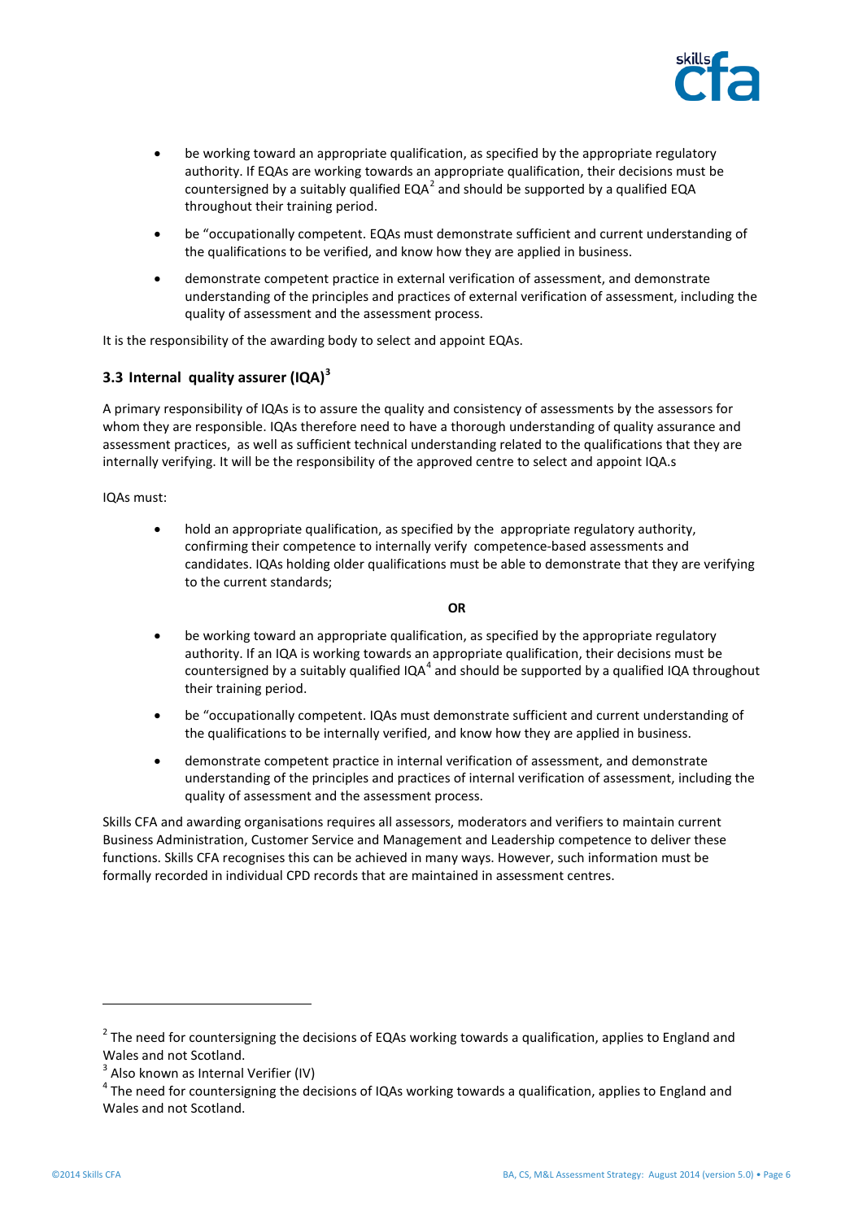- be working toward an appropriate qualification, as specified by the appropriate regulatory authority. If EQAs are working towards an appropriate qualification, their decisions must be countersigned by a suitably qualified EQA[2] and should be supported by a qualified EQA throughout their training period.
- be "occupationally competent. EQAs must demonstrate sufficient and current understanding of the qualifications to be verified, and know how they are applied in business.
- demonstrate competent practice in external verification of assessment, and demonstrate understanding of the principles and practices of external verification of assessment, including the quality of assessment and the assessment process.

It is the responsibility of the awarding body to select and appoint EQAs.

### 3.3 Internal quality assurer (IQA)[3]

A primary responsibility of IQAs is to assure the quality and consistency of assessments by the assessors for whom they are responsible. IQAs therefore need to have a thorough understanding of quality assurance and assessment practices, as well as sufficient technical understanding related to the qualifications that they are internally verifying. It will be the responsibility of the approved centre to select and appoint IQA.s

IQAs must:

- hold an appropriate qualification, as specified by the appropriate regulatory authority, confirming their competence to internally verify competence-based assessments and candidates. IQAs holding older qualifications must be able to demonstrate that they are verifying to the current standards;

**OR**

- be working toward an appropriate qualification, as specified by the appropriate regulatory authority. If an IQA is working towards an appropriate qualification, their decisions must be countersigned by a suitably qualified IQA[4] and should be supported by a qualified IQA throughout their training period.
- be "occupationally competent. IQAs must demonstrate sufficient and current understanding of the qualifications to be internally verified, and know how they are applied in business.
- demonstrate competent practice in internal verification of assessment, and demonstrate understanding of the principles and practices of internal verification of assessment, including the quality of assessment and the assessment process.

Skills CFA and awarding organisations requires all assessors, moderators and verifiers to maintain current Business Administration, Customer Service and Management and Leadership competence to deliver these functions. Skills CFA recognises this can be achieved in many ways. However, such information must be formally recorded in individual CPD records that are maintained in assessment centres.

---

[2] The need for countersigning the decisions of EQAs working towards a qualification, applies to England and Wales and not Scotland.

[3] Also known as Internal Verifier (IV)

[4] The need for countersigning the decisions of IQAs working towards a qualification, applies to England and Wales and not Scotland.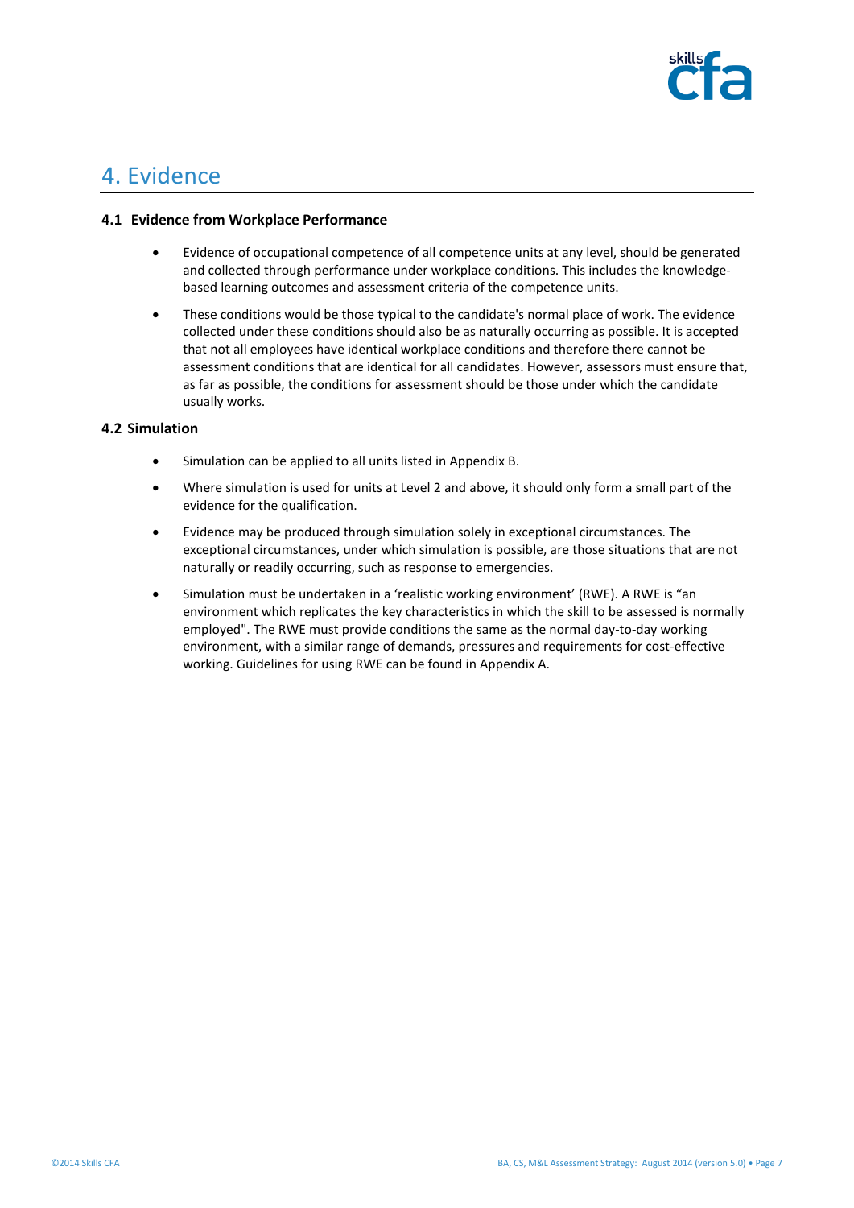# 4. Evidence

### 4.1 Evidence from Workplace Performance

- Evidence of occupational competence of all competence units at any level, should be generated and collected through performance under workplace conditions. This includes the knowledge-based learning outcomes and assessment criteria of the competence units.
- These conditions would be those typical to the candidate's normal place of work. The evidence collected under these conditions should also be as naturally occurring as possible. It is accepted that not all employees have identical workplace conditions and therefore there cannot be assessment conditions that are identical for all candidates. However, assessors must ensure that, as far as possible, the conditions for assessment should be those under which the candidate usually works.

### 4.2 Simulation

- Simulation can be applied to all units listed in Appendix B.
- Where simulation is used for units at Level 2 and above, it should only form a small part of the evidence for the qualification.
- Evidence may be produced through simulation solely in exceptional circumstances. The exceptional circumstances, under which simulation is possible, are those situations that are not naturally or readily occurring, such as response to emergencies.
- Simulation must be undertaken in a 'realistic working environment' (RWE). A RWE is "an environment which replicates the key characteristics in which the skill to be assessed is normally employed". The RWE must provide conditions the same as the normal day-to-day working environment, with a similar range of demands, pressures and requirements for cost-effective working. Guidelines for using RWE can be found in Appendix A.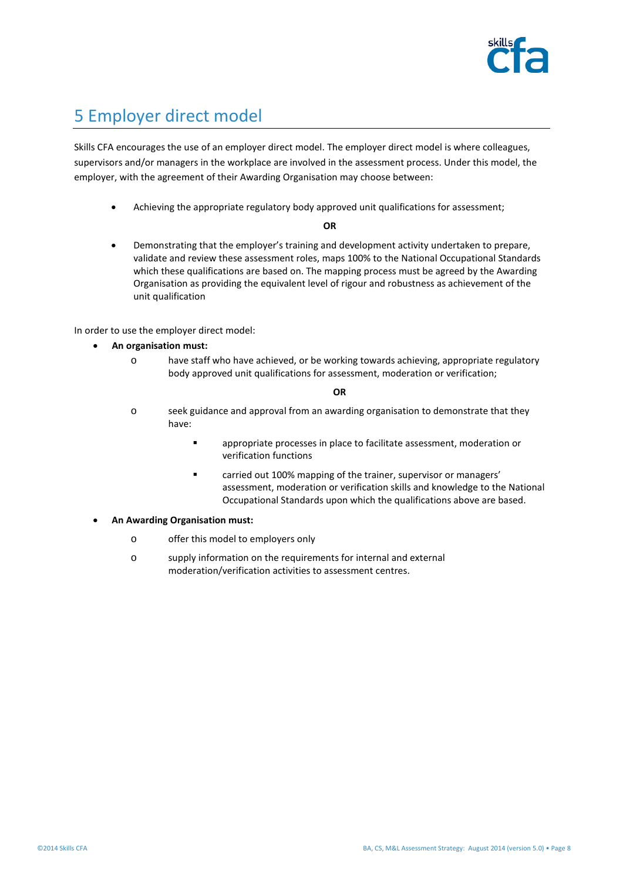## 5 Employer direct model

Skills CFA encourages the use of an employer direct model. The employer direct model is where colleagues, supervisors and/or managers in the workplace are involved in the assessment process. Under this model, the employer, with the agreement of their Awarding Organisation may choose between:

- Achieving the appropriate regulatory body approved unit qualifications for assessment;

**OR**

- Demonstrating that the employer's training and development activity undertaken to prepare, validate and review these assessment roles, maps 100% to the National Occupational Standards which these qualifications are based on. The mapping process must be agreed by the Awarding Organisation as providing the equivalent level of rigour and robustness as achievement of the unit qualification

In order to use the employer direct model:

- **An organisation must:**
  - have staff who have achieved, or be working towards achieving, appropriate regulatory body approved unit qualifications for assessment, moderation or verification;

    **OR**

  - seek guidance and approval from an awarding organisation to demonstrate that they have:
    - appropriate processes in place to facilitate assessment, moderation or verification functions
    - carried out 100% mapping of the trainer, supervisor or managers' assessment, moderation or verification skills and knowledge to the National Occupational Standards upon which the qualifications above are based.
- **An Awarding Organisation must:**
  - offer this model to employers only
  - supply information on the requirements for internal and external moderation/verification activities to assessment centres.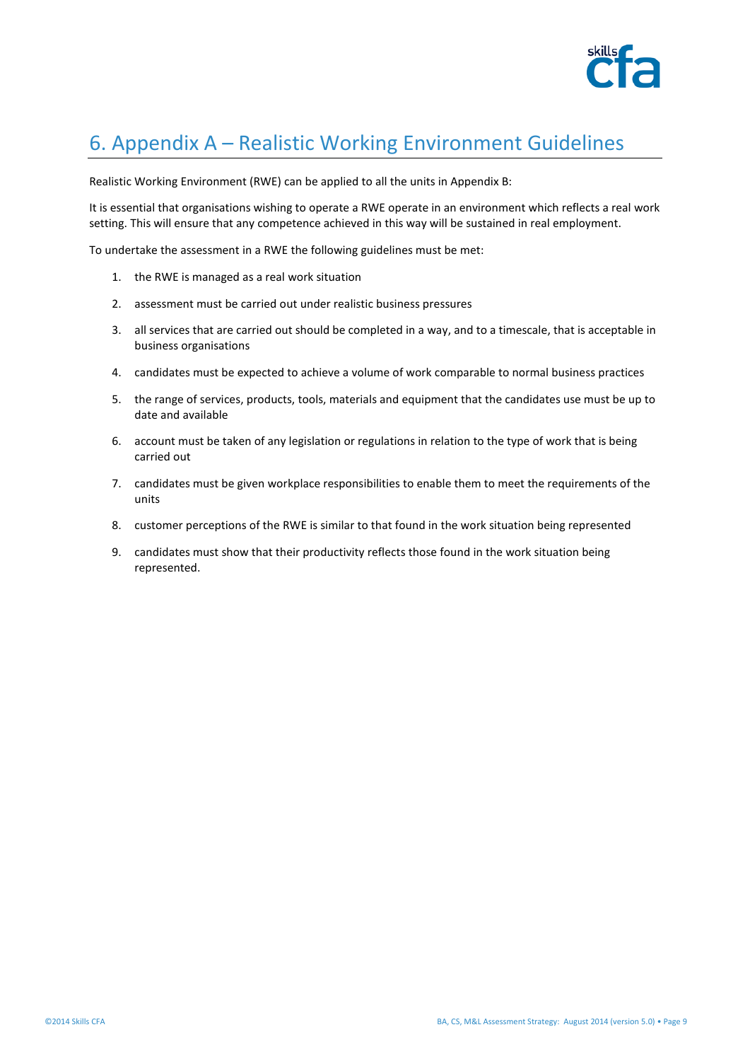# 6. Appendix A – Realistic Working Environment Guidelines

Realistic Working Environment (RWE) can be applied to all the units in Appendix B:

It is essential that organisations wishing to operate a RWE operate in an environment which reflects a real work setting. This will ensure that any competence achieved in this way will be sustained in real employment.

To undertake the assessment in a RWE the following guidelines must be met:

1. the RWE is managed as a real work situation
2. assessment must be carried out under realistic business pressures
3. all services that are carried out should be completed in a way, and to a timescale, that is acceptable in business organisations
4. candidates must be expected to achieve a volume of work comparable to normal business practices
5. the range of services, products, tools, materials and equipment that the candidates use must be up to date and available
6. account must be taken of any legislation or regulations in relation to the type of work that is being carried out
7. candidates must be given workplace responsibilities to enable them to meet the requirements of the units
8. customer perceptions of the RWE is similar to that found in the work situation being represented
9. candidates must show that their productivity reflects those found in the work situation being represented.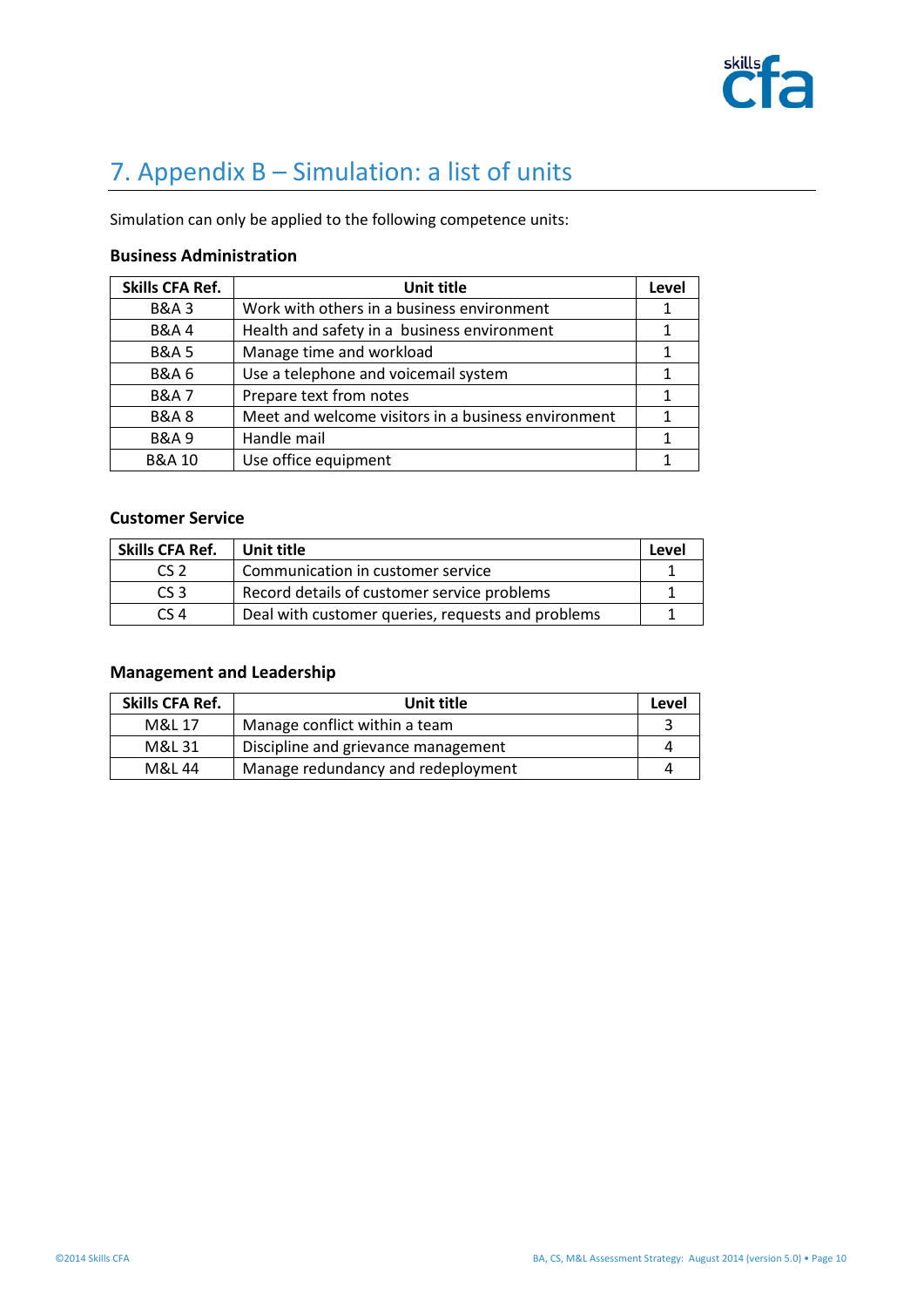# 7. Appendix B – Simulation: a list of units

Simulation can only be applied to the following competence units:

### Business Administration

| Skills CFA Ref. | Unit title | Level |
|---|---|---|
| B&A 3 | Work with others in a business environment | 1 |
| B&A 4 | Health and safety in a business environment | 1 |
| B&A 5 | Manage time and workload | 1 |
| B&A 6 | Use a telephone and voicemail system | 1 |
| B&A 7 | Prepare text from notes | 1 |
| B&A 8 | Meet and welcome visitors in a business environment | 1 |
| B&A 9 | Handle mail | 1 |
| B&A 10 | Use office equipment | 1 |

### Customer Service

| Skills CFA Ref. | Unit title | Level |
|---|---|---|
| CS 2 | Communication in customer service | 1 |
| CS 3 | Record details of customer service problems | 1 |
| CS 4 | Deal with customer queries, requests and problems | 1 |

### Management and Leadership

| Skills CFA Ref. | Unit title | Level |
|---|---|---|
| M&L 17 | Manage conflict within a team | 3 |
| M&L 31 | Discipline and grievance management | 4 |
| M&L 44 | Manage redundancy and redeployment | 4 |